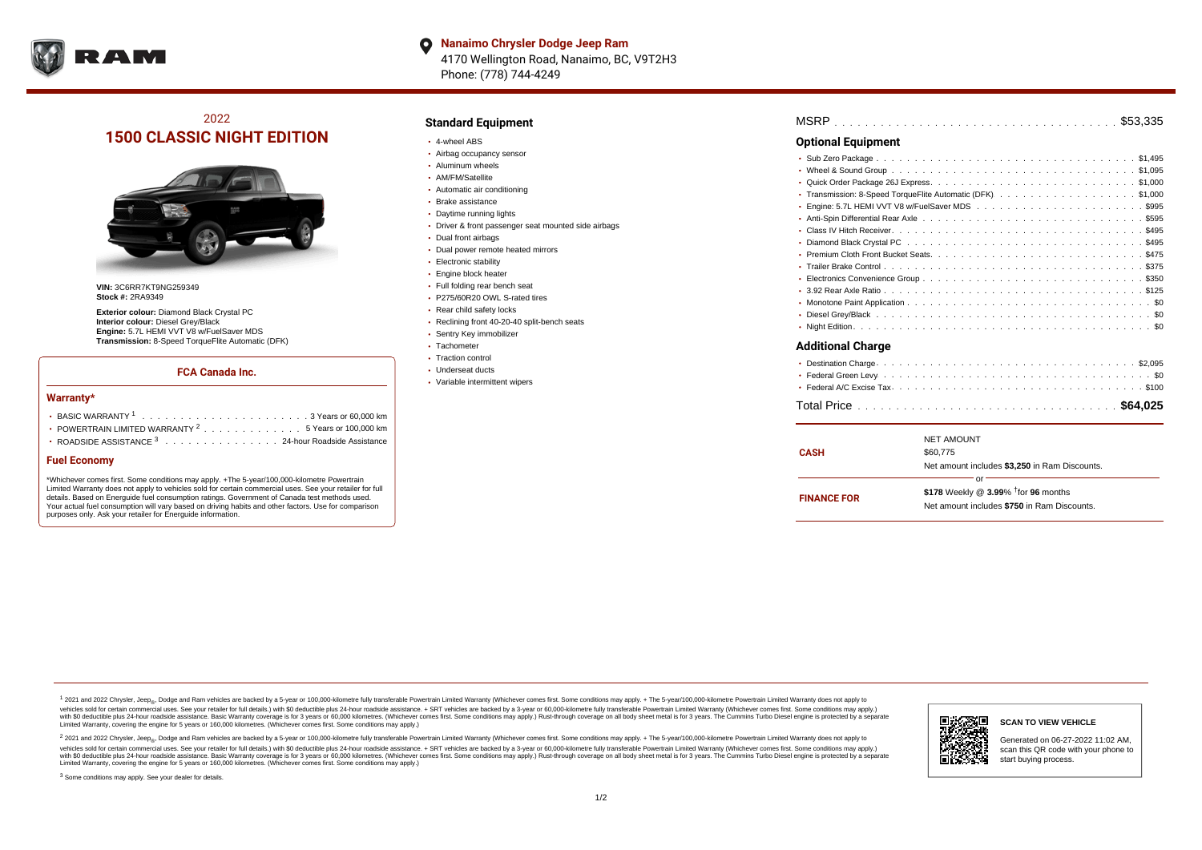**Nanaimo Chrysler Dodge Jeep Ram**
4170 Wellington Road, Nanaimo, BC, V9T2H3
Phone: (778) 744-4249

# 2022
# 1500 CLASSIC NIGHT EDITION

**VIN:** 3C6RR7KT9NG259349
**Stock #:** 2RA9349

**Exterior colour:** Diamond Black Crystal PC
**Interior colour:** Diesel Grey/Black
**Engine:** 5.7L HEMI VVT V8 w/FuelSaver MDS
**Transmission:** 8-Speed TorqueFlite Automatic (DFK)

### FCA Canada Inc.

#### Warranty*

- BASIC WARRANTY [1] . . . . . . 3 Years or 60,000 km
- POWERTRAIN LIMITED WARRANTY [2] . . . . . . 5 Years or 100,000 km
- ROADSIDE ASSISTANCE [3] . . . . . . 24-hour Roadside Assistance

#### Fuel Economy

*Whichever comes first. Some conditions may apply. +The 5-year/100,000-kilometre Powertrain Limited Warranty does not apply to vehicles sold for certain commercial uses. See your retailer for full details. Based on Energuide fuel consumption ratings. Government of Canada test methods used. Your actual fuel consumption will vary based on driving habits and other factors. Use for comparison purposes only. Ask your retailer for Energuide information.

## Standard Equipment

- 4-wheel ABS
- Airbag occupancy sensor
- Aluminum wheels
- AM/FM/Satellite
- Automatic air conditioning
- Brake assistance
- Daytime running lights
- Driver & front passenger seat mounted side airbags
- Dual front airbags
- Dual power remote heated mirrors
- Electronic stability
- Engine block heater
- Full folding rear bench seat
- P275/60R20 OWL S-rated tires
- Rear child safety locks
- Reclining front 40-20-40 split-bench seats
- Sentry Key immobilizer
- Tachometer
- Traction control
- Underseat ducts
- Variable intermittent wipers

MSRP . . . . . . $53,335

## Optional Equipment

- Sub Zero Package . . . . . . $1,495
- Wheel & Sound Group . . . . . . $1,095
- Quick Order Package 26J Express . . . . . . $1,000
- Transmission: 8-Speed TorqueFlite Automatic (DFK) . . . . . . $1,000
- Engine: 5.7L HEMI VVT V8 w/FuelSaver MDS . . . . . . $995
- Anti-Spin Differential Rear Axle . . . . . . $595
- Class IV Hitch Receiver . . . . . . $495
- Diamond Black Crystal PC . . . . . . $495
- Premium Cloth Front Bucket Seats . . . . . . $475
- Trailer Brake Control . . . . . . $375
- Electronics Convenience Group . . . . . . $350
- 3.92 Rear Axle Ratio . . . . . . $125
- Monotone Paint Application . . . . . . $0
- Diesel Grey/Black . . . . . . $0
- Night Edition . . . . . . $0

## Additional Charge

- Destination Charge . . . . . . $2,095
- Federal Green Levy . . . . . . $0
- Federal A/C Excise Tax . . . . . . $100

Total Price . . . . . . **$64,025**

| | |
|---|---|
| **CASH** | NET AMOUNT<br>$60,775<br>Net amount includes **$3,250** in Ram Discounts. |
| | or |
| **FINANCE FOR** | **$178** Weekly @ **3.99**% †for **96** months<br>Net amount includes **$750** in Ram Discounts. |

[1] 2021 and 2022 Chrysler, Jeep®, Dodge and Ram vehicles are backed by a 5-year or 100,000-kilometre fully transferable Powertrain Limited Warranty (Whichever comes first. Some conditions may apply. + The 5-year/100,000-kilometre Powertrain Limited Warranty does not apply to vehicles sold for certain commercial uses. See your retailer for full details.) with $0 deductible plus 24-hour roadside assistance. + SRT vehicles are backed by a 3-year or 60,000-kilometre fully transferable Powertrain Limited Warranty (Whichever comes first. Some conditions may apply.) with $0 deductible plus 24-hour roadside assistance. Basic Warranty coverage is for 3 years or 60,000 kilometres. (Whichever comes first. Some conditions may apply.) Rust-through coverage on all body sheet metal is for 3 years. The Cummins Turbo Diesel engine is protected by a separate Limited Warranty, covering the engine for 5 years or 160,000 kilometres. (Whichever comes first. Some conditions may apply.)

[2] 2021 and 2022 Chrysler, Jeep®, Dodge and Ram vehicles are backed by a 5-year or 100,000-kilometre fully transferable Powertrain Limited Warranty (Whichever comes first. Some conditions may apply. + The 5-year/100,000-kilometre Powertrain Limited Warranty does not apply to vehicles sold for certain commercial uses. See your retailer for full details.) with $0 deductible plus 24-hour roadside assistance. + SRT vehicles are backed by a 3-year or 60,000-kilometre fully transferable Powertrain Limited Warranty (Whichever comes first. Some conditions may apply.) with $0 deductible plus 24-hour roadside assistance. Basic Warranty coverage is for 3 years or 60,000 kilometres. (Whichever comes first. Some conditions may apply.) Rust-through coverage on all body sheet metal is for 3 years. The Cummins Turbo Diesel engine is protected by a separate Limited Warranty, covering the engine for 5 years or 160,000 kilometres. (Whichever comes first. Some conditions may apply.)

[3] Some conditions may apply. See your dealer for details.

**SCAN TO VIEW VEHICLE**

Generated on 06-27-2022 11:02 AM, scan this QR code with your phone to start buying process.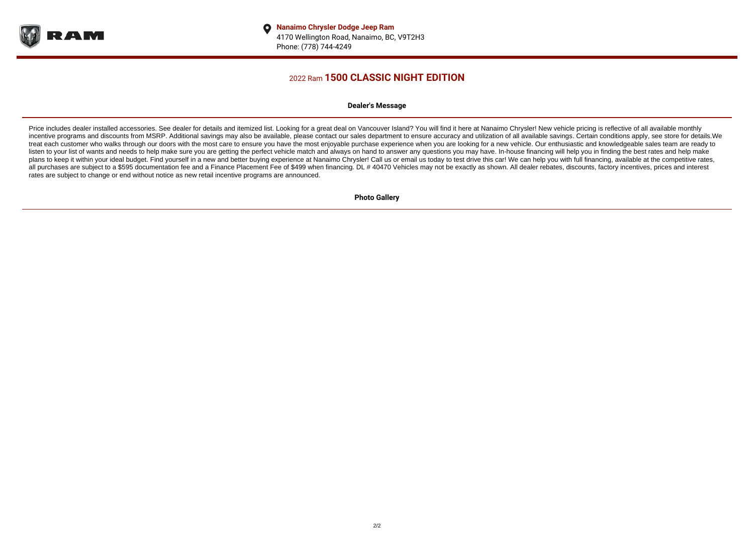**Nanaimo Chrysler Dodge Jeep Ram**
4170 Wellington Road, Nanaimo, BC, V9T2H3
Phone: (778) 744-4249

# 2022 Ram **1500 CLASSIC NIGHT EDITION**

## Dealer's Message

Price includes dealer installed accessories. See dealer for details and itemized list. Looking for a great deal on Vancouver Island? You will find it here at Nanaimo Chrysler! New vehicle pricing is reflective of all available monthly incentive programs and discounts from MSRP. Additional savings may also be available, please contact our sales department to ensure accuracy and utilization of all available savings. Certain conditions apply, see store for details.We treat each customer who walks through our doors with the most care to ensure you have the most enjoyable purchase experience when you are looking for a new vehicle. Our enthusiastic and knowledgeable sales team are ready to listen to your list of wants and needs to help make sure you are getting the perfect vehicle match and always on hand to answer any questions you may have. In-house financing will help you in finding the best rates and help make plans to keep it within your ideal budget. Find yourself in a new and better buying experience at Nanaimo Chrysler! Call us or email us today to test drive this car! We can help you with full financing, available at the competitive rates, all purchases are subject to a $595 documentation fee and a Finance Placement Fee of $499 when financing. DL # 40470 Vehicles may not be exactly as shown. All dealer rebates, discounts, factory incentives, prices and interest rates are subject to change or end without notice as new retail incentive programs are announced.

## Photo Gallery